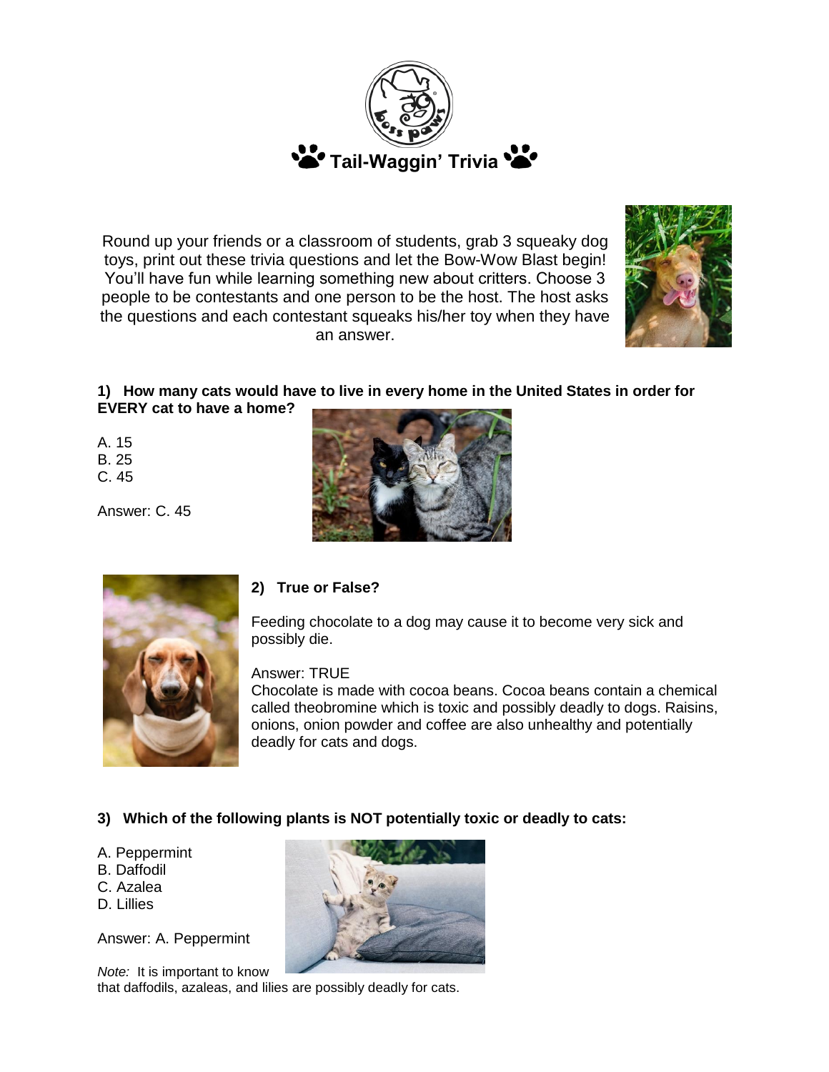# 🐾 Tail-Waggin' Trivia 🐾

Round up your friends or a classroom of students, grab 3 squeaky dog toys, print out these trivia questions and let the Bow-Wow Blast begin! You'll have fun while learning something new about critters. Choose 3 people to be contestants and one person to be the host. The host asks the questions and each contestant squeaks his/her toy when they have an answer.

**1) How many cats would have to live in every home in the United States in order for EVERY cat to have a home?**

A. 15
B. 25
C. 45

Answer: C. 45

**2) True or False?**

Feeding chocolate to a dog may cause it to become very sick and possibly die.

Answer: TRUE
Chocolate is made with cocoa beans. Cocoa beans contain a chemical called theobromine which is toxic and possibly deadly to dogs. Raisins, onions, onion powder and coffee are also unhealthy and potentially deadly for cats and dogs.

**3) Which of the following plants is NOT potentially toxic or deadly to cats:**

A. Peppermint
B. Daffodil
C. Azalea
D. Lillies

Answer: A. Peppermint

*Note:* It is important to know that daffodils, azaleas, and lilies are possibly deadly for cats.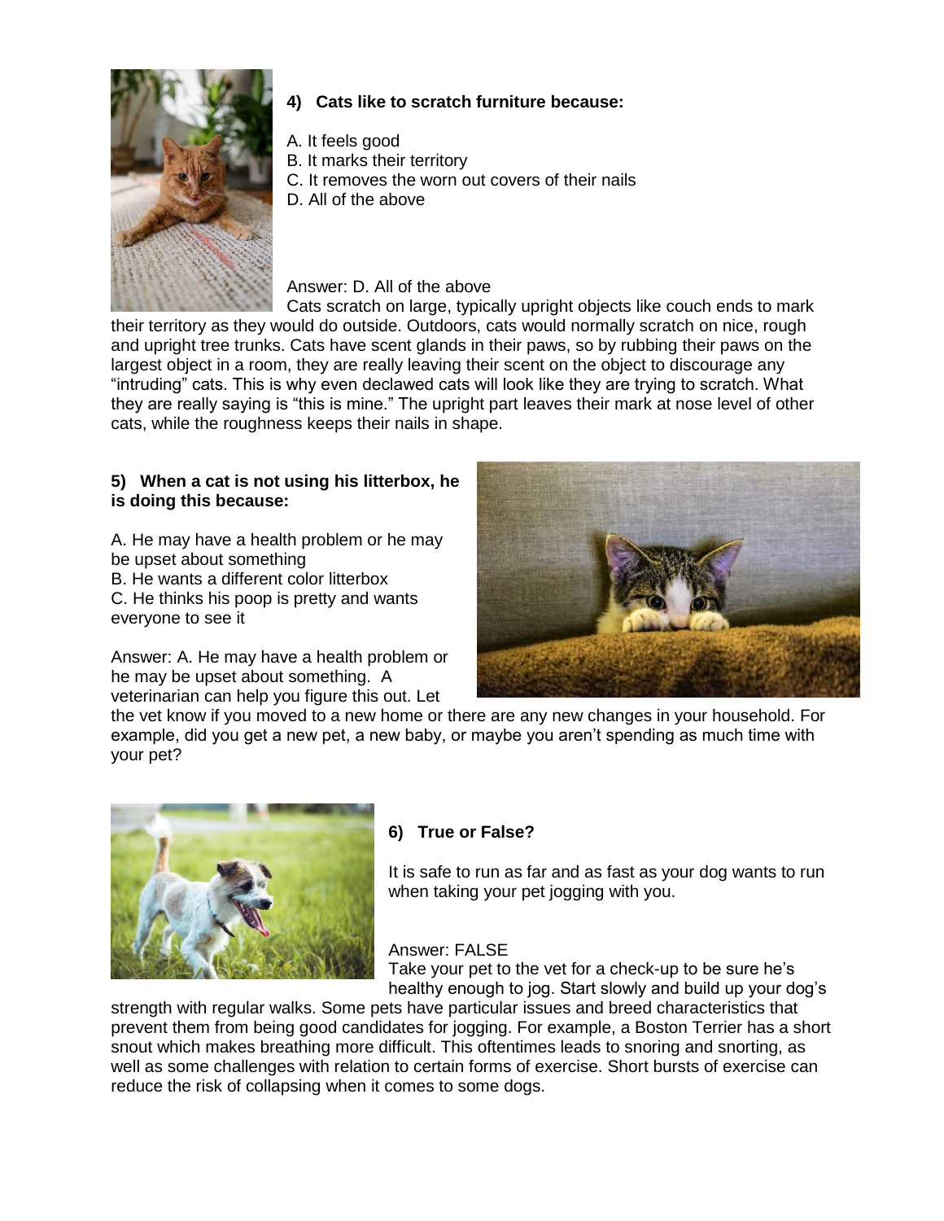**4) Cats like to scratch furniture because:**

A. It feels good
B. It marks their territory
C. It removes the worn out covers of their nails
D. All of the above

Answer: D. All of the above
Cats scratch on large, typically upright objects like couch ends to mark their territory as they would do outside. Outdoors, cats would normally scratch on nice, rough and upright tree trunks. Cats have scent glands in their paws, so by rubbing their paws on the largest object in a room, they are really leaving their scent on the object to discourage any "intruding" cats. This is why even declawed cats will look like they are trying to scratch. What they are really saying is "this is mine." The upright part leaves their mark at nose level of other cats, while the roughness keeps their nails in shape.

**5) When a cat is not using his litterbox, he is doing this because:**

A. He may have a health problem or he may be upset about something
B. He wants a different color litterbox
C. He thinks his poop is pretty and wants everyone to see it

Answer: A. He may have a health problem or he may be upset about something. A veterinarian can help you figure this out. Let the vet know if you moved to a new home or there are any new changes in your household. For example, did you get a new pet, a new baby, or maybe you aren't spending as much time with your pet?

**6) True or False?**

It is safe to run as far and as fast as your dog wants to run when taking your pet jogging with you.

Answer: FALSE
Take your pet to the vet for a check-up to be sure he's healthy enough to jog. Start slowly and build up your dog's strength with regular walks. Some pets have particular issues and breed characteristics that prevent them from being good candidates for jogging. For example, a Boston Terrier has a short snout which makes breathing more difficult. This oftentimes leads to snoring and snorting, as well as some challenges with relation to certain forms of exercise. Short bursts of exercise can reduce the risk of collapsing when it comes to some dogs.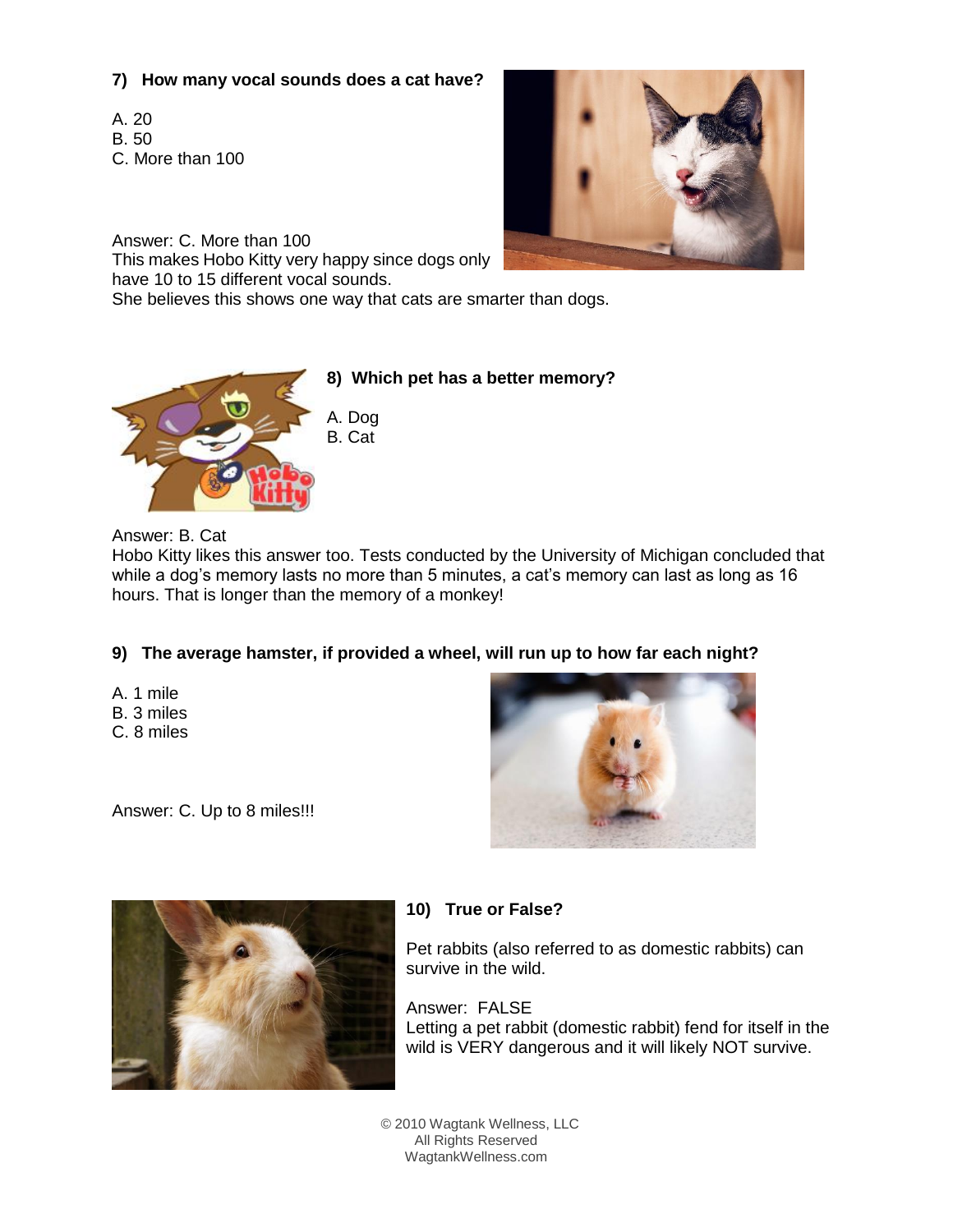**7) How many vocal sounds does a cat have?**

A. 20
B. 50
C. More than 100

Answer: C. More than 100
This makes Hobo Kitty very happy since dogs only have 10 to 15 different vocal sounds.
She believes this shows one way that cats are smarter than dogs.

**8) Which pet has a better memory?**

A. Dog
B. Cat

Answer: B. Cat
Hobo Kitty likes this answer too. Tests conducted by the University of Michigan concluded that while a dog's memory lasts no more than 5 minutes, a cat's memory can last as long as 16 hours. That is longer than the memory of a monkey!

**9) The average hamster, if provided a wheel, will run up to how far each night?**

A. 1 mile
B. 3 miles
C. 8 miles

Answer: C. Up to 8 miles!!!

**10) True or False?**

Pet rabbits (also referred to as domestic rabbits) can survive in the wild.

Answer: FALSE
Letting a pet rabbit (domestic rabbit) fend for itself in the wild is VERY dangerous and it will likely NOT survive.

© 2010 Wagtank Wellness, LLC
All Rights Reserved
WagtankWellness.com